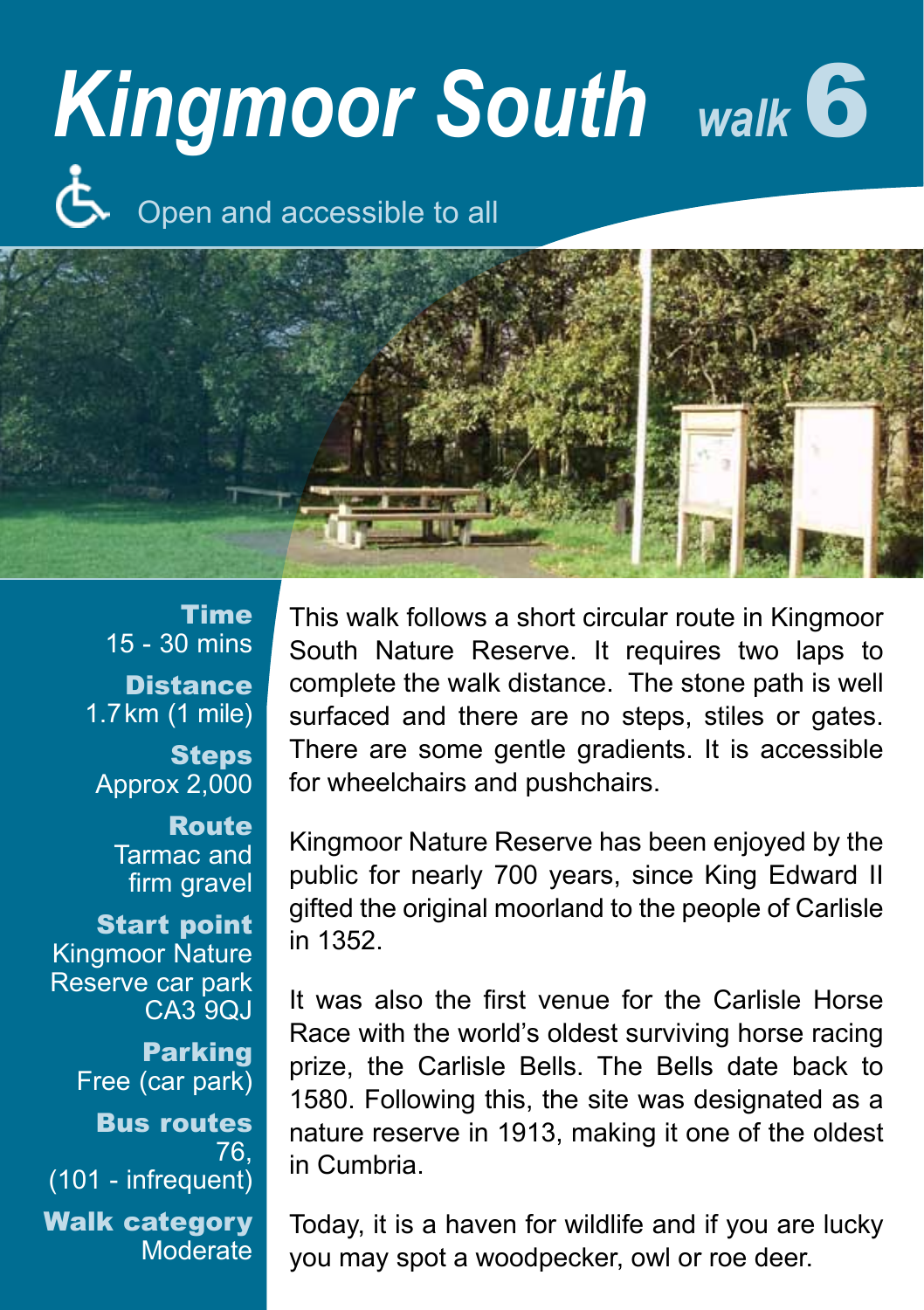# Kingmoor South *walk* 6

Open and accessible to all

**Time**
15 - 30 mins

**Distance**
1.7 km (1 mile)

**Steps**
Approx 2,000

**Route**
Tarmac and firm gravel

**Start point**
Kingmoor Nature Reserve car park CA3 9QJ

**Parking**
Free (car park)

**Bus routes**
76, (101 - infrequent)

**Walk category**
Moderate

This walk follows a short circular route in Kingmoor South Nature Reserve. It requires two laps to complete the walk distance. The stone path is well surfaced and there are no steps, stiles or gates. There are some gentle gradients. It is accessible for wheelchairs and pushchairs.

Kingmoor Nature Reserve has been enjoyed by the public for nearly 700 years, since King Edward II gifted the original moorland to the people of Carlisle in 1352.

It was also the first venue for the Carlisle Horse Race with the world's oldest surviving horse racing prize, the Carlisle Bells. The Bells date back to 1580. Following this, the site was designated as a nature reserve in 1913, making it one of the oldest in Cumbria.

Today, it is a haven for wildlife and if you are lucky you may spot a woodpecker, owl or roe deer.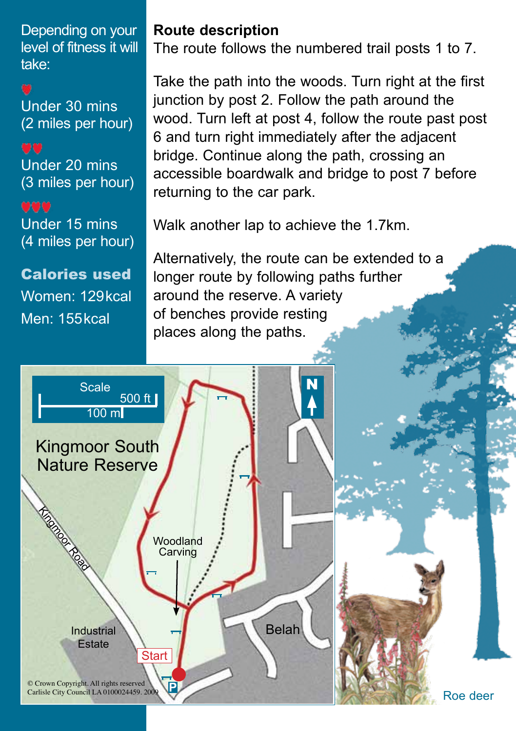Depending on your level of fitness it will take:

♥
Under 30 mins
(2 miles per hour)

♥♥
Under 20 mins
(3 miles per hour)

♥♥♥
Under 15 mins
(4 miles per hour)

**Calories used**

Women: 129kcal

Men: 155kcal

## Route description

The route follows the numbered trail posts 1 to 7.

Take the path into the woods. Turn right at the first junction by post 2. Follow the path around the wood. Turn left at post 4, follow the route past post 6 and turn right immediately after the adjacent bridge. Continue along the path, crossing an accessible boardwalk and bridge to post 7 before returning to the car park.

Walk another lap to achieve the 1.7km.

Alternatively, the route can be extended to a longer route by following paths further around the reserve. A variety of benches provide resting places along the paths.

Scale
500 ft
100 m

Kingmoor South Nature Reserve

Kingmoor Road

Woodland Carving

Industrial Estate

Start

Belah

N

P

© Crown Copyright. All rights reserved Carlisle City Council LA 0100024459. 2009

Roe deer